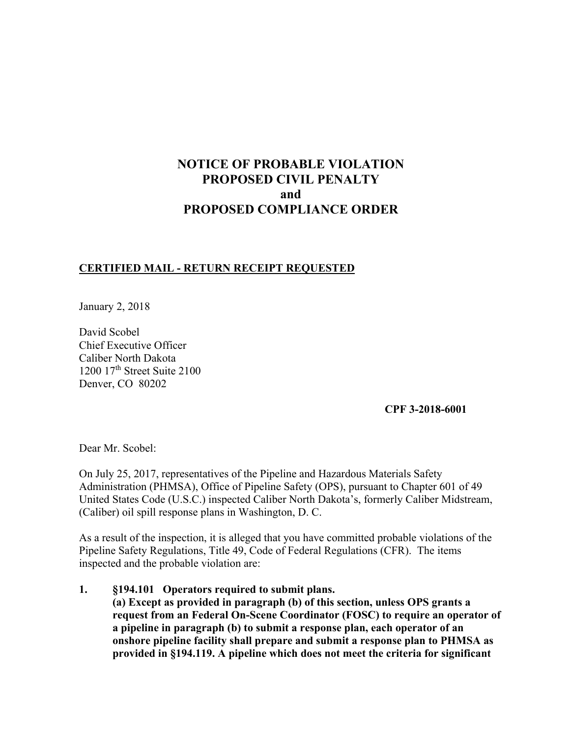# NOTICE OF PROBABLE VIOLATION PROPOSED CIVIL PENALTY and PROPOSED COMPLIANCE ORDER

**CERTIFIED MAIL - RETURN RECEIPT REQUESTED**

January 2, 2018

David Scobel
Chief Executive Officer
Caliber North Dakota
1200 17th Street Suite 2100
Denver, CO 80202

**CPF 3-2018-6001**

Dear Mr. Scobel:

On July 25, 2017, representatives of the Pipeline and Hazardous Materials Safety Administration (PHMSA), Office of Pipeline Safety (OPS), pursuant to Chapter 601 of 49 United States Code (U.S.C.) inspected Caliber North Dakota's, formerly Caliber Midstream, (Caliber) oil spill response plans in Washington, D. C.

As a result of the inspection, it is alleged that you have committed probable violations of the Pipeline Safety Regulations, Title 49, Code of Federal Regulations (CFR). The items inspected and the probable violation are:

1. **§194.101 Operators required to submit plans.**
   **(a) Except as provided in paragraph (b) of this section, unless OPS grants a request from an Federal On-Scene Coordinator (FOSC) to require an operator of a pipeline in paragraph (b) to submit a response plan, each operator of an onshore pipeline facility shall prepare and submit a response plan to PHMSA as provided in §194.119. A pipeline which does not meet the criteria for significant**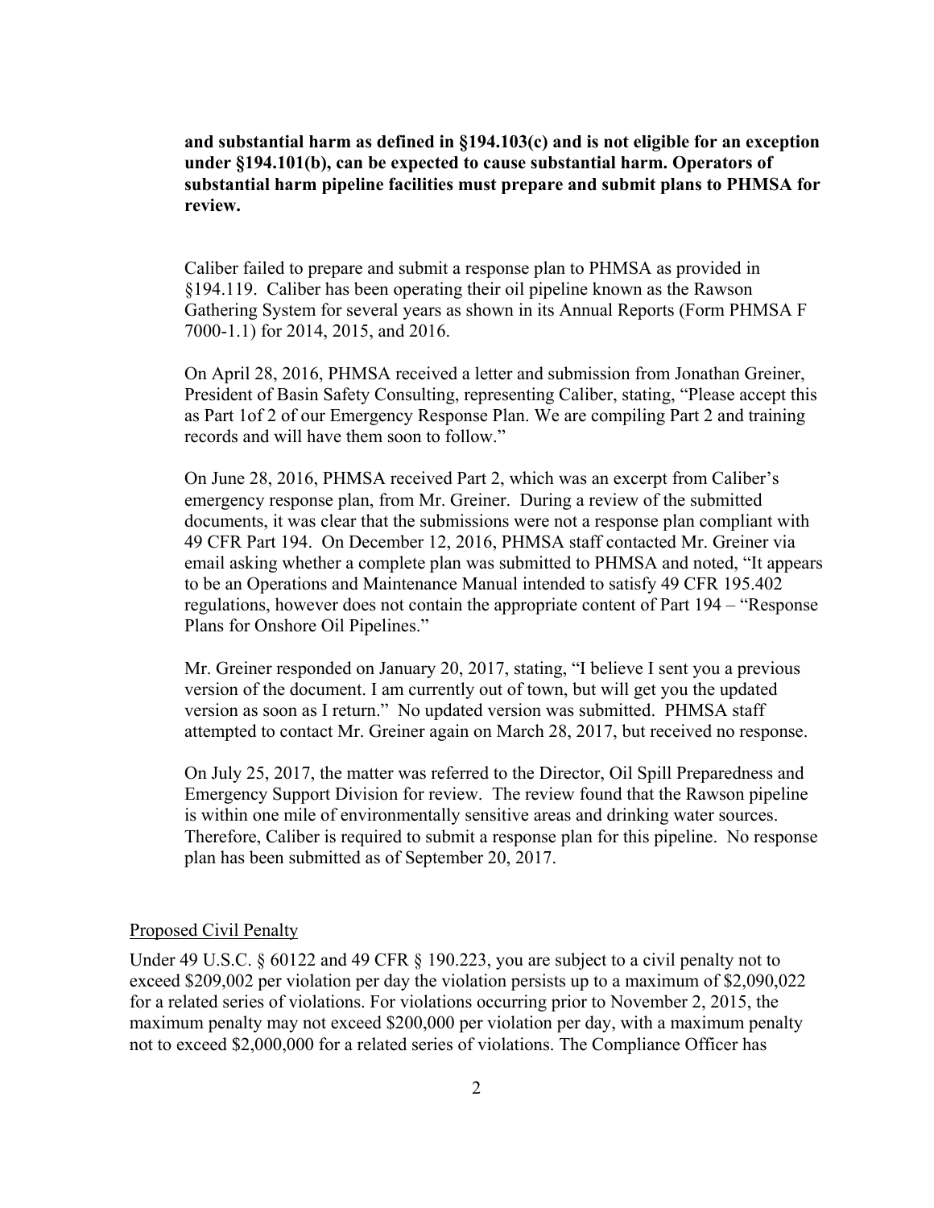**and substantial harm as defined in §194.103(c) and is not eligible for an exception under §194.101(b), can be expected to cause substantial harm. Operators of substantial harm pipeline facilities must prepare and submit plans to PHMSA for review.**

Caliber failed to prepare and submit a response plan to PHMSA as provided in §194.119. Caliber has been operating their oil pipeline known as the Rawson Gathering System for several years as shown in its Annual Reports (Form PHMSA F 7000-1.1) for 2014, 2015, and 2016.

On April 28, 2016, PHMSA received a letter and submission from Jonathan Greiner, President of Basin Safety Consulting, representing Caliber, stating, "Please accept this as Part 1of 2 of our Emergency Response Plan. We are compiling Part 2 and training records and will have them soon to follow."

On June 28, 2016, PHMSA received Part 2, which was an excerpt from Caliber's emergency response plan, from Mr. Greiner. During a review of the submitted documents, it was clear that the submissions were not a response plan compliant with 49 CFR Part 194. On December 12, 2016, PHMSA staff contacted Mr. Greiner via email asking whether a complete plan was submitted to PHMSA and noted, "It appears to be an Operations and Maintenance Manual intended to satisfy 49 CFR 195.402 regulations, however does not contain the appropriate content of Part 194 – "Response Plans for Onshore Oil Pipelines."

Mr. Greiner responded on January 20, 2017, stating, "I believe I sent you a previous version of the document. I am currently out of town, but will get you the updated version as soon as I return." No updated version was submitted. PHMSA staff attempted to contact Mr. Greiner again on March 28, 2017, but received no response.

On July 25, 2017, the matter was referred to the Director, Oil Spill Preparedness and Emergency Support Division for review. The review found that the Rawson pipeline is within one mile of environmentally sensitive areas and drinking water sources. Therefore, Caliber is required to submit a response plan for this pipeline. No response plan has been submitted as of September 20, 2017.

Proposed Civil Penalty

Under 49 U.S.C. § 60122 and 49 CFR § 190.223, you are subject to a civil penalty not to exceed $209,002 per violation per day the violation persists up to a maximum of $2,090,022 for a related series of violations. For violations occurring prior to November 2, 2015, the maximum penalty may not exceed $200,000 per violation per day, with a maximum penalty not to exceed $2,000,000 for a related series of violations. The Compliance Officer has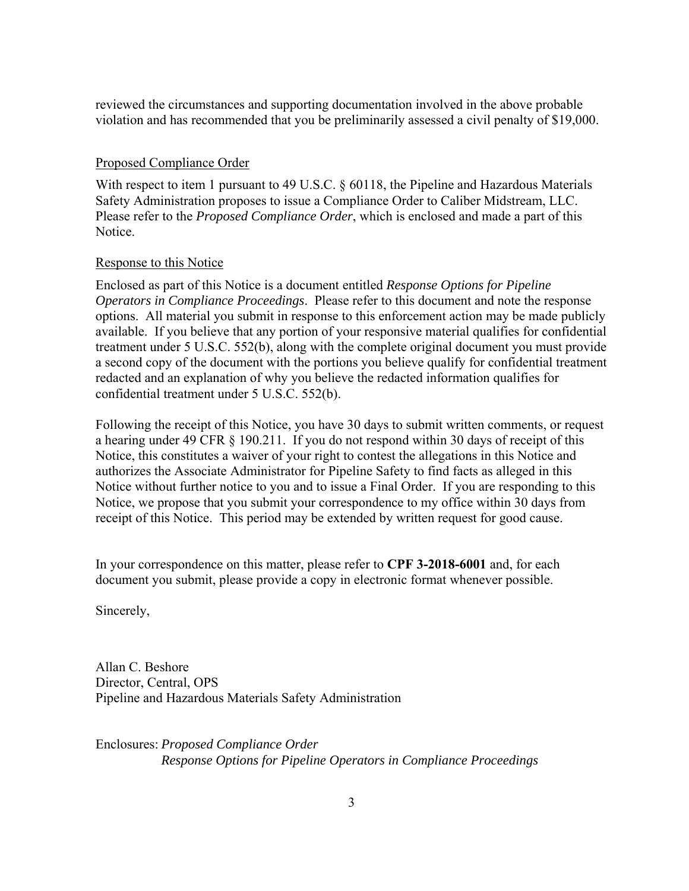reviewed the circumstances and supporting documentation involved in the above probable violation and has recommended that you be preliminarily assessed a civil penalty of $19,000.

Proposed Compliance Order

With respect to item 1 pursuant to 49 U.S.C. § 60118, the Pipeline and Hazardous Materials Safety Administration proposes to issue a Compliance Order to Caliber Midstream, LLC. Please refer to the *Proposed Compliance Order*, which is enclosed and made a part of this Notice.

Response to this Notice

Enclosed as part of this Notice is a document entitled *Response Options for Pipeline Operators in Compliance Proceedings*. Please refer to this document and note the response options. All material you submit in response to this enforcement action may be made publicly available. If you believe that any portion of your responsive material qualifies for confidential treatment under 5 U.S.C. 552(b), along with the complete original document you must provide a second copy of the document with the portions you believe qualify for confidential treatment redacted and an explanation of why you believe the redacted information qualifies for confidential treatment under 5 U.S.C. 552(b).

Following the receipt of this Notice, you have 30 days to submit written comments, or request a hearing under 49 CFR § 190.211. If you do not respond within 30 days of receipt of this Notice, this constitutes a waiver of your right to contest the allegations in this Notice and authorizes the Associate Administrator for Pipeline Safety to find facts as alleged in this Notice without further notice to you and to issue a Final Order. If you are responding to this Notice, we propose that you submit your correspondence to my office within 30 days from receipt of this Notice. This period may be extended by written request for good cause.

In your correspondence on this matter, please refer to **CPF 3-2018-6001** and, for each document you submit, please provide a copy in electronic format whenever possible.

Sincerely,

Allan C. Beshore
Director, Central, OPS
Pipeline and Hazardous Materials Safety Administration

Enclosures: *Proposed Compliance Order*
*Response Options for Pipeline Operators in Compliance Proceedings*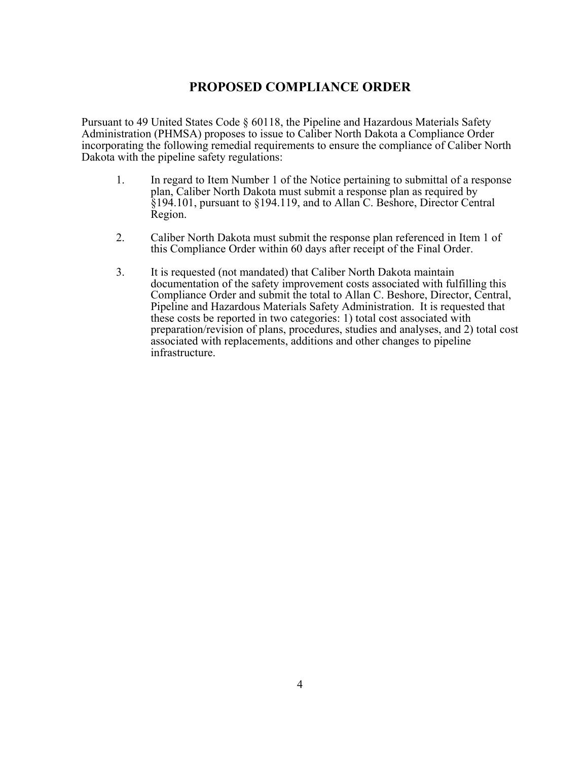# PROPOSED COMPLIANCE ORDER

Pursuant to 49 United States Code § 60118, the Pipeline and Hazardous Materials Safety Administration (PHMSA) proposes to issue to Caliber North Dakota a Compliance Order incorporating the following remedial requirements to ensure the compliance of Caliber North Dakota with the pipeline safety regulations:

1. In regard to Item Number 1 of the Notice pertaining to submittal of a response plan, Caliber North Dakota must submit a response plan as required by §194.101, pursuant to §194.119, and to Allan C. Beshore, Director Central Region.

2. Caliber North Dakota must submit the response plan referenced in Item 1 of this Compliance Order within 60 days after receipt of the Final Order.

3. It is requested (not mandated) that Caliber North Dakota maintain documentation of the safety improvement costs associated with fulfilling this Compliance Order and submit the total to Allan C. Beshore, Director, Central, Pipeline and Hazardous Materials Safety Administration. It is requested that these costs be reported in two categories: 1) total cost associated with preparation/revision of plans, procedures, studies and analyses, and 2) total cost associated with replacements, additions and other changes to pipeline infrastructure.